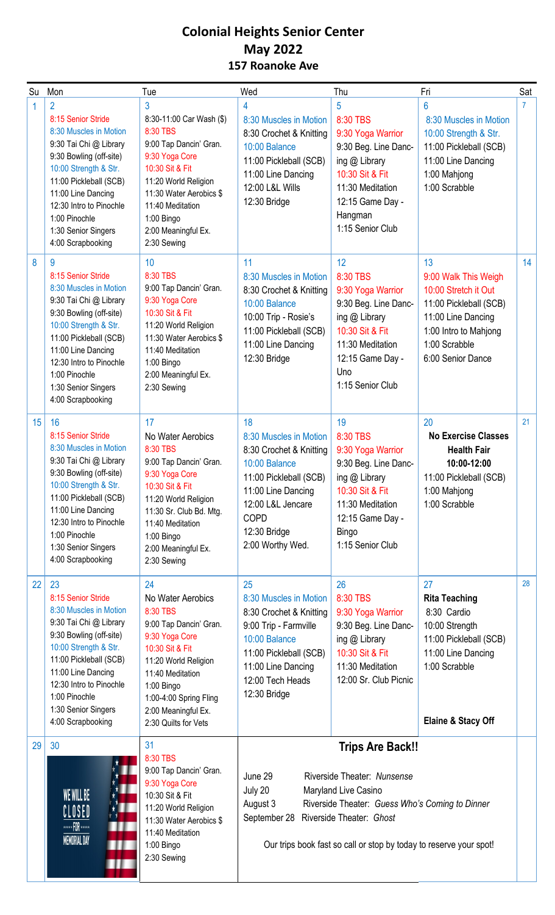# Colonial Heights Senior Center
## May 2022
### 157 Roanoke Ave

| Su | Mon | Tue | Wed | Thu | Fri | Sat |
|---|---|---|---|---|---|---|
| 1 | 2<br>8:15 Senior Stride<br>8:30 Muscles in Motion<br>9:30 Tai Chi @ Library<br>9:30 Bowling (off-site)<br>10:00 Strength & Str.<br>11:00 Pickleball (SCB)<br>11:00 Line Dancing<br>12:30 Intro to Pinochle<br>1:00 Pinochle<br>1:30 Senior Singers<br>4:00 Scrapbooking | 3<br>8:30-11:00 Car Wash ($)<br>8:30 TBS<br>9:00 Tap Dancin' Gran.<br>9:30 Yoga Core<br>10:30 Sit & Fit<br>11:20 World Religion<br>11:30 Water Aerobics $<br>11:40 Meditation<br>1:00 Bingo<br>2:00 Meaningful Ex.<br>2:30 Sewing | 4<br>8:30 Muscles in Motion<br>8:30 Crochet & Knitting<br>10:00 Balance<br>11:00 Pickleball (SCB)<br>11:00 Line Dancing<br>12:00 L&L Wills<br>12:30 Bridge | 5<br>8:30 TBS<br>9:30 Yoga Warrior<br>9:30 Beg. Line Dancing @ Library<br>10:30 Sit & Fit<br>11:30 Meditation<br>12:15 Game Day - Hangman<br>1:15 Senior Club | 6<br>8:30 Muscles in Motion<br>10:00 Strength & Str.<br>11:00 Pickleball (SCB)<br>11:00 Line Dancing<br>1:00 Mahjong<br>1:00 Scrabble | 7 |
| 8 | 9<br>8:15 Senior Stride<br>8:30 Muscles in Motion<br>9:30 Tai Chi @ Library<br>9:30 Bowling (off-site)<br>10:00 Strength & Str.<br>11:00 Pickleball (SCB)<br>11:00 Line Dancing<br>12:30 Intro to Pinochle<br>1:00 Pinochle<br>1:30 Senior Singers<br>4:00 Scrapbooking | 10<br>8:30 TBS<br>9:00 Tap Dancin' Gran.<br>9:30 Yoga Core<br>10:30 Sit & Fit<br>11:20 World Religion<br>11:30 Water Aerobics $<br>11:40 Meditation<br>1:00 Bingo<br>2:00 Meaningful Ex.<br>2:30 Sewing | 11<br>8:30 Muscles in Motion<br>8:30 Crochet & Knitting<br>10:00 Balance<br>10:00 Trip - Rosie's<br>11:00 Pickleball (SCB)<br>11:00 Line Dancing<br>12:30 Bridge | 12<br>8:30 TBS<br>9:30 Yoga Warrior<br>9:30 Beg. Line Dancing @ Library<br>10:30 Sit & Fit<br>11:30 Meditation<br>12:15 Game Day - Uno<br>1:15 Senior Club | 13<br>9:00 Walk This Weigh<br>10:00 Stretch it Out<br>11:00 Pickleball (SCB)<br>11:00 Line Dancing<br>1:00 Intro to Mahjong<br>1:00 Scrabble<br>6:00 Senior Dance | 14 |
| 15 | 16<br>8:15 Senior Stride<br>8:30 Muscles in Motion<br>9:30 Tai Chi @ Library<br>9:30 Bowling (off-site)<br>10:00 Strength & Str.<br>11:00 Pickleball (SCB)<br>11:00 Line Dancing<br>12:30 Intro to Pinochle<br>1:00 Pinochle<br>1:30 Senior Singers<br>4:00 Scrapbooking | 17<br>No Water Aerobics<br>8:30 TBS<br>9:00 Tap Dancin' Gran.<br>9:30 Yoga Core<br>10:30 Sit & Fit<br>11:20 World Religion<br>11:30 Sr. Club Bd. Mtg.<br>11:40 Meditation<br>1:00 Bingo<br>2:00 Meaningful Ex.<br>2:30 Sewing | 18<br>8:30 Muscles in Motion<br>8:30 Crochet & Knitting<br>10:00 Balance<br>11:00 Pickleball (SCB)<br>11:00 Line Dancing<br>12:00 L&L Jencare COPD<br>12:30 Bridge<br>2:00 Worthy Wed. | 19<br>8:30 TBS<br>9:30 Yoga Warrior<br>9:30 Beg. Line Dancing @ Library<br>10:30 Sit & Fit<br>11:30 Meditation<br>12:15 Game Day - Bingo<br>1:15 Senior Club | 20<br>**No Exercise Classes**<br>**Health Fair**<br>**10:00-12:00**<br>11:00 Pickleball (SCB)<br>1:00 Mahjong<br>1:00 Scrabble | 21 |
| 22 | 23<br>8:15 Senior Stride<br>8:30 Muscles in Motion<br>9:30 Tai Chi @ Library<br>9:30 Bowling (off-site)<br>10:00 Strength & Str.<br>11:00 Pickleball (SCB)<br>11:00 Line Dancing<br>12:30 Intro to Pinochle<br>1:00 Pinochle<br>1:30 Senior Singers<br>4:00 Scrapbooking | 24<br>No Water Aerobics<br>8:30 TBS<br>9:00 Tap Dancin' Gran.<br>9:30 Yoga Core<br>10:30 Sit & Fit<br>11:20 World Religion<br>11:40 Meditation<br>1:00 Bingo<br>1:00-4:00 Spring Fling<br>2:00 Meaningful Ex.<br>2:30 Quilts for Vets | 25<br>8:30 Muscles in Motion<br>8:30 Crochet & Knitting<br>9:00 Trip - Farmville<br>10:00 Balance<br>11:00 Pickleball (SCB)<br>11:00 Line Dancing<br>12:00 Tech Heads<br>12:30 Bridge | 26<br>8:30 TBS<br>9:30 Yoga Warrior<br>9:30 Beg. Line Dancing @ Library<br>10:30 Sit & Fit<br>11:30 Meditation<br>12:00 Sr. Club Picnic | 27<br>**Rita Teaching**<br>8:30 Cardio<br>10:00 Strength<br>11:00 Pickleball (SCB)<br>11:00 Line Dancing<br>1:00 Scrabble<br>**Elaine & Stacy Off** | 28 |
| 29 | 30<br>WE WILL BE CLOSED FOR MEMORIAL DAY | 31<br>8:30 TBS<br>9:00 Tap Dancin' Gran.<br>9:30 Yoga Core<br>10:30 Sit & Fit<br>11:20 World Religion<br>11:30 Water Aerobics $<br>11:40 Meditation<br>1:00 Bingo<br>2:30 Sewing | **Trips Are Back!!**<br>June 29 — Riverside Theater: *Nunsense*<br>July 20 — Maryland Live Casino<br>August 3 — Riverside Theater: *Guess Who's Coming to Dinner*<br>September 28 — Riverside Theater: *Ghost*<br>Our trips book fast so call or stop by today to reserve your spot! | | | |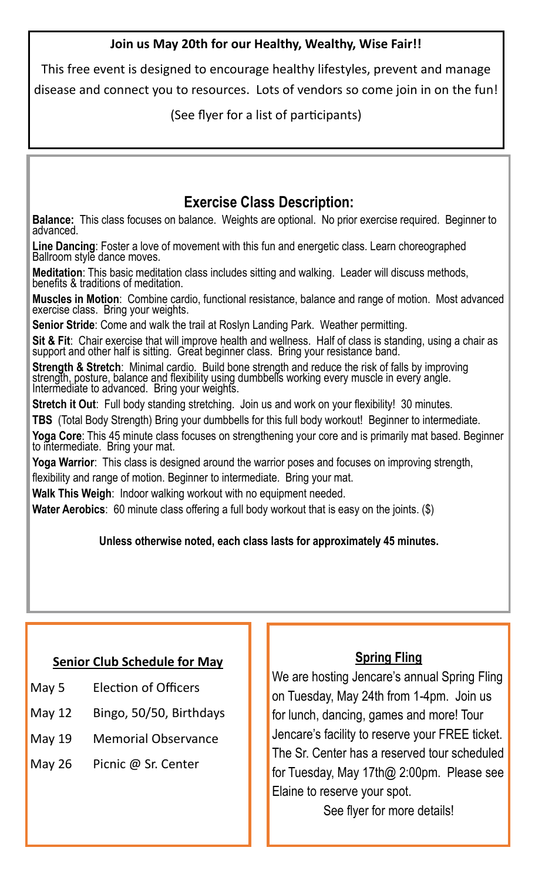**Join us May 20th for our Healthy, Wealthy, Wise Fair!!**

This free event is designed to encourage healthy lifestyles, prevent and manage disease and connect you to resources. Lots of vendors so come join in on the fun!

(See flyer for a list of participants)

## Exercise Class Description:

**Balance:** This class focuses on balance. Weights are optional. No prior exercise required. Beginner to advanced.

**Line Dancing**: Foster a love of movement with this fun and energetic class. Learn choreographed Ballroom style dance moves.

**Meditation**: This basic meditation class includes sitting and walking. Leader will discuss methods, benefits & traditions of meditation.

**Muscles in Motion**: Combine cardio, functional resistance, balance and range of motion. Most advanced exercise class. Bring your weights.

**Senior Stride**: Come and walk the trail at Roslyn Landing Park. Weather permitting.

**Sit & Fit**: Chair exercise that will improve health and wellness. Half of class is standing, using a chair as support and other half is sitting. Great beginner class. Bring your resistance band.

**Strength & Stretch**: Minimal cardio. Build bone strength and reduce the risk of falls by improving strength, posture, balance and flexibility using dumbbells working every muscle in every angle. Intermediate to advanced. Bring your weights.

**Stretch it Out**: Full body standing stretching. Join us and work on your flexibility! 30 minutes.

**TBS** (Total Body Strength) Bring your dumbbells for this full body workout! Beginner to intermediate.

**Yoga Core**: This 45 minute class focuses on strengthening your core and is primarily mat based. Beginner to intermediate. Bring your mat.

**Yoga Warrior**: This class is designed around the warrior poses and focuses on improving strength, flexibility and range of motion. Beginner to intermediate. Bring your mat.

**Walk This Weigh**: Indoor walking workout with no equipment needed.

**Water Aerobics**: 60 minute class offering a full body workout that is easy on the joints. ($)

**Unless otherwise noted, each class lasts for approximately 45 minutes.**

### Senior Club Schedule for May

| | |
|---|---|
| May 5 | Election of Officers |
| May 12 | Bingo, 50/50, Birthdays |
| May 19 | Memorial Observance |
| May 26 | Picnic @ Sr. Center |

### Spring Fling

We are hosting Jencare's annual Spring Fling on Tuesday, May 24th from 1-4pm. Join us for lunch, dancing, games and more! Tour Jencare's facility to reserve your FREE ticket. The Sr. Center has a reserved tour scheduled for Tuesday, May 17th@ 2:00pm. Please see Elaine to reserve your spot.

See flyer for more details!